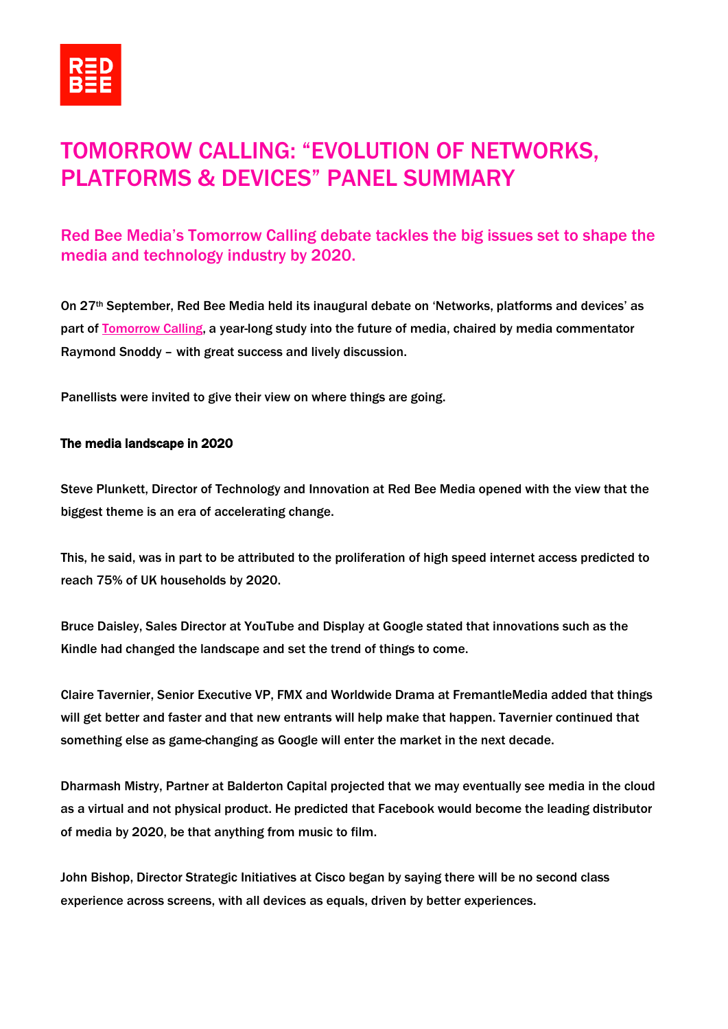# TOMORROW CALLING: "EVOLUTION OF NETWORKS, PLATFORMS & DEVICES" PANEL SUMMARY

## Red Bee Media's Tomorrow Calling debate tackles the big issues set to shape the media and technology industry by 2020.

On 27th September, Red Bee Media held its inaugural debate on 'Networks, platforms and devices' as part of Tomorrow Calling, a year-long study into the future of media, chaired by media commentator Raymond Snoddy – with great success and lively discussion.

Panellists were invited to give their view on where things are going.

**The media landscape in 2020**

Steve Plunkett, Director of Technology and Innovation at Red Bee Media opened with the view that the biggest theme is an era of accelerating change.

This, he said, was in part to be attributed to the proliferation of high speed internet access predicted to reach 75% of UK households by 2020.

Bruce Daisley, Sales Director at YouTube and Display at Google stated that innovations such as the Kindle had changed the landscape and set the trend of things to come.

Claire Tavernier, Senior Executive VP, FMX and Worldwide Drama at FremantleMedia added that things will get better and faster and that new entrants will help make that happen. Tavernier continued that something else as game-changing as Google will enter the market in the next decade.

Dharmash Mistry, Partner at Balderton Capital projected that we may eventually see media in the cloud as a virtual and not physical product. He predicted that Facebook would become the leading distributor of media by 2020, be that anything from music to film.

John Bishop, Director Strategic Initiatives at Cisco began by saying there will be no second class experience across screens, with all devices as equals, driven by better experiences.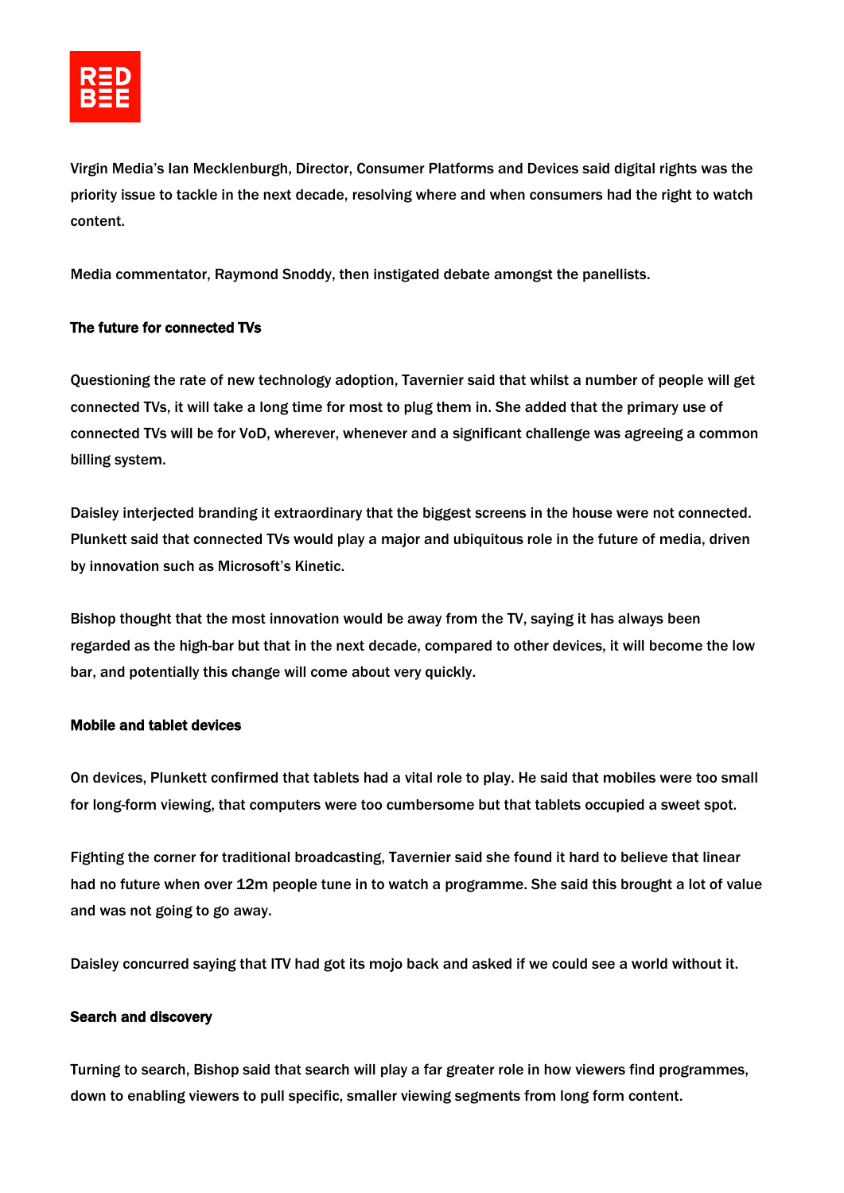Virgin Media's Ian Mecklenburgh, Director, Consumer Platforms and Devices said digital rights was the priority issue to tackle in the next decade, resolving where and when consumers had the right to watch content.

Media commentator, Raymond Snoddy, then instigated debate amongst the panellists.

**The future for connected TVs**

Questioning the rate of new technology adoption, Tavernier said that whilst a number of people will get connected TVs, it will take a long time for most to plug them in. She added that the primary use of connected TVs will be for VoD, wherever, whenever and a significant challenge was agreeing a common billing system.

Daisley interjected branding it extraordinary that the biggest screens in the house were not connected. Plunkett said that connected TVs would play a major and ubiquitous role in the future of media, driven by innovation such as Microsoft's Kinetic.

Bishop thought that the most innovation would be away from the TV, saying it has always been regarded as the high-bar but that in the next decade, compared to other devices, it will become the low bar, and potentially this change will come about very quickly.

**Mobile and tablet devices**

On devices, Plunkett confirmed that tablets had a vital role to play. He said that mobiles were too small for long-form viewing, that computers were too cumbersome but that tablets occupied a sweet spot.

Fighting the corner for traditional broadcasting, Tavernier said she found it hard to believe that linear had no future when over 12m people tune in to watch a programme. She said this brought a lot of value and was not going to go away.

Daisley concurred saying that ITV had got its mojo back and asked if we could see a world without it.

**Search and discovery**

Turning to search, Bishop said that search will play a far greater role in how viewers find programmes, down to enabling viewers to pull specific, smaller viewing segments from long form content.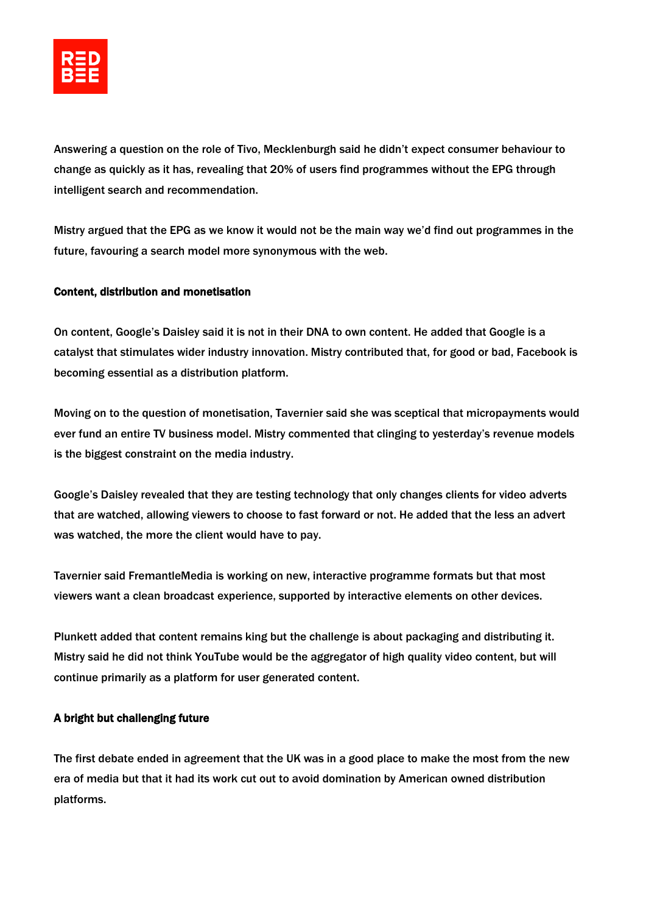Answering a question on the role of Tivo, Mecklenburgh said he didn't expect consumer behaviour to change as quickly as it has, revealing that 20% of users find programmes without the EPG through intelligent search and recommendation.

Mistry argued that the EPG as we know it would not be the main way we'd find out programmes in the future, favouring a search model more synonymous with the web.

**Content, distribution and monetisation**

On content, Google's Daisley said it is not in their DNA to own content. He added that Google is a catalyst that stimulates wider industry innovation. Mistry contributed that, for good or bad, Facebook is becoming essential as a distribution platform.

Moving on to the question of monetisation, Tavernier said she was sceptical that micropayments would ever fund an entire TV business model. Mistry commented that clinging to yesterday's revenue models is the biggest constraint on the media industry.

Google's Daisley revealed that they are testing technology that only changes clients for video adverts that are watched, allowing viewers to choose to fast forward or not. He added that the less an advert was watched, the more the client would have to pay.

Tavernier said FremantleMedia is working on new, interactive programme formats but that most viewers want a clean broadcast experience, supported by interactive elements on other devices.

Plunkett added that content remains king but the challenge is about packaging and distributing it. Mistry said he did not think YouTube would be the aggregator of high quality video content, but will continue primarily as a platform for user generated content.

**A bright but challenging future**

The first debate ended in agreement that the UK was in a good place to make the most from the new era of media but that it had its work cut out to avoid domination by American owned distribution platforms.